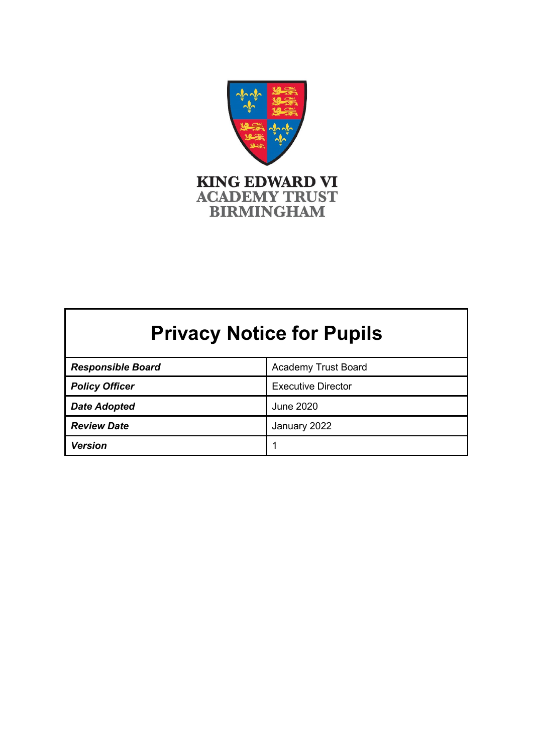KING EDWARD VI
ACADEMY TRUST
BIRMINGHAM

# Privacy Notice for Pupils

| | |
|---|---|
| ***Responsible Board*** | Academy Trust Board |
| ***Policy Officer*** | Executive Director |
| ***Date Adopted*** | June 2020 |
| ***Review Date*** | January 2022 |
| ***Version*** | 1 |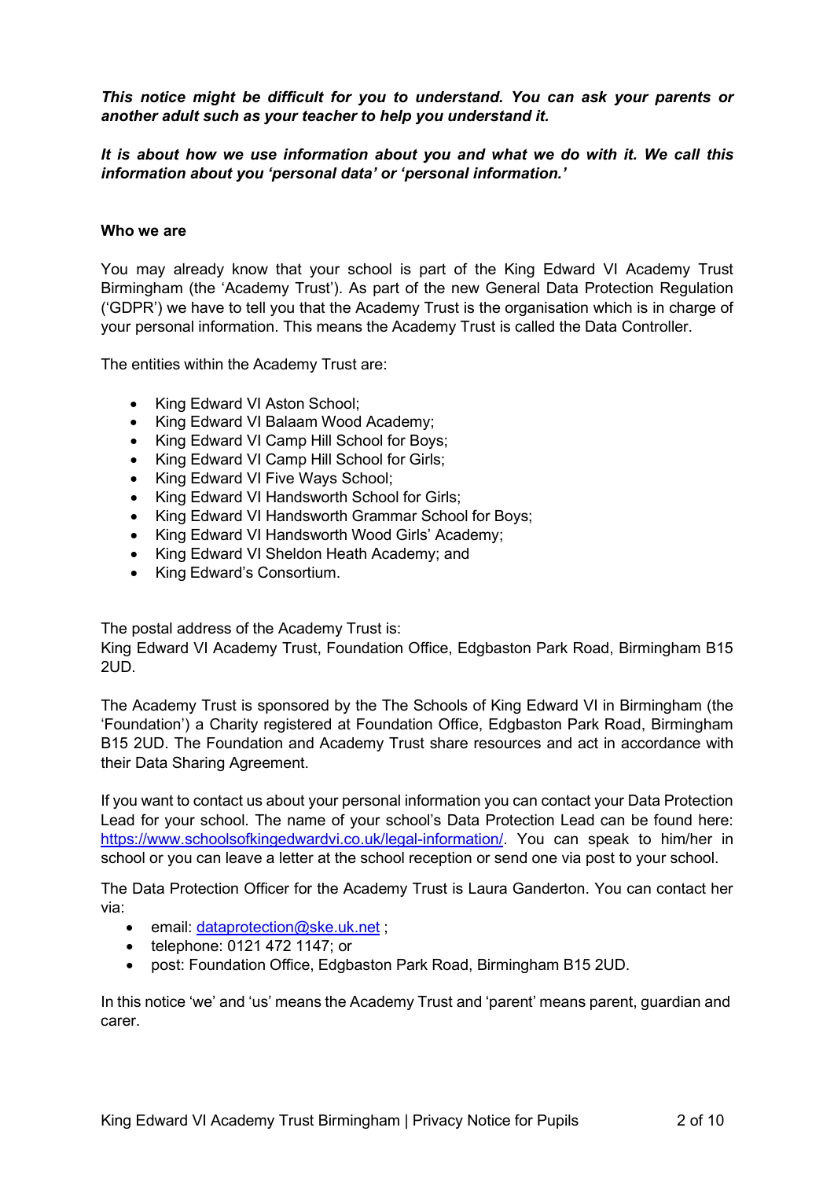***This notice might be difficult for you to understand. You can ask your parents or another adult such as your teacher to help you understand it.***

***It is about how we use information about you and what we do with it. We call this information about you 'personal data' or 'personal information.'***

**Who we are**

You may already know that your school is part of the King Edward VI Academy Trust Birmingham (the 'Academy Trust'). As part of the new General Data Protection Regulation ('GDPR') we have to tell you that the Academy Trust is the organisation which is in charge of your personal information. This means the Academy Trust is called the Data Controller.

The entities within the Academy Trust are:

- King Edward VI Aston School;
- King Edward VI Balaam Wood Academy;
- King Edward VI Camp Hill School for Boys;
- King Edward VI Camp Hill School for Girls;
- King Edward VI Five Ways School;
- King Edward VI Handsworth School for Girls;
- King Edward VI Handsworth Grammar School for Boys;
- King Edward VI Handsworth Wood Girls' Academy;
- King Edward VI Sheldon Heath Academy; and
- King Edward's Consortium.

The postal address of the Academy Trust is:
King Edward VI Academy Trust, Foundation Office, Edgbaston Park Road, Birmingham B15 2UD.

The Academy Trust is sponsored by the The Schools of King Edward VI in Birmingham (the 'Foundation') a Charity registered at Foundation Office, Edgbaston Park Road, Birmingham B15 2UD. The Foundation and Academy Trust share resources and act in accordance with their Data Sharing Agreement.

If you want to contact us about your personal information you can contact your Data Protection Lead for your school. The name of your school's Data Protection Lead can be found here: https://www.schoolsofkingedwardvi.co.uk/legal-information/. You can speak to him/her in school or you can leave a letter at the school reception or send one via post to your school.

The Data Protection Officer for the Academy Trust is Laura Ganderton. You can contact her via:

- email: dataprotection@ske.uk.net ;
- telephone: 0121 472 1147; or
- post: Foundation Office, Edgbaston Park Road, Birmingham B15 2UD.

In this notice 'we' and 'us' means the Academy Trust and 'parent' means parent, guardian and carer.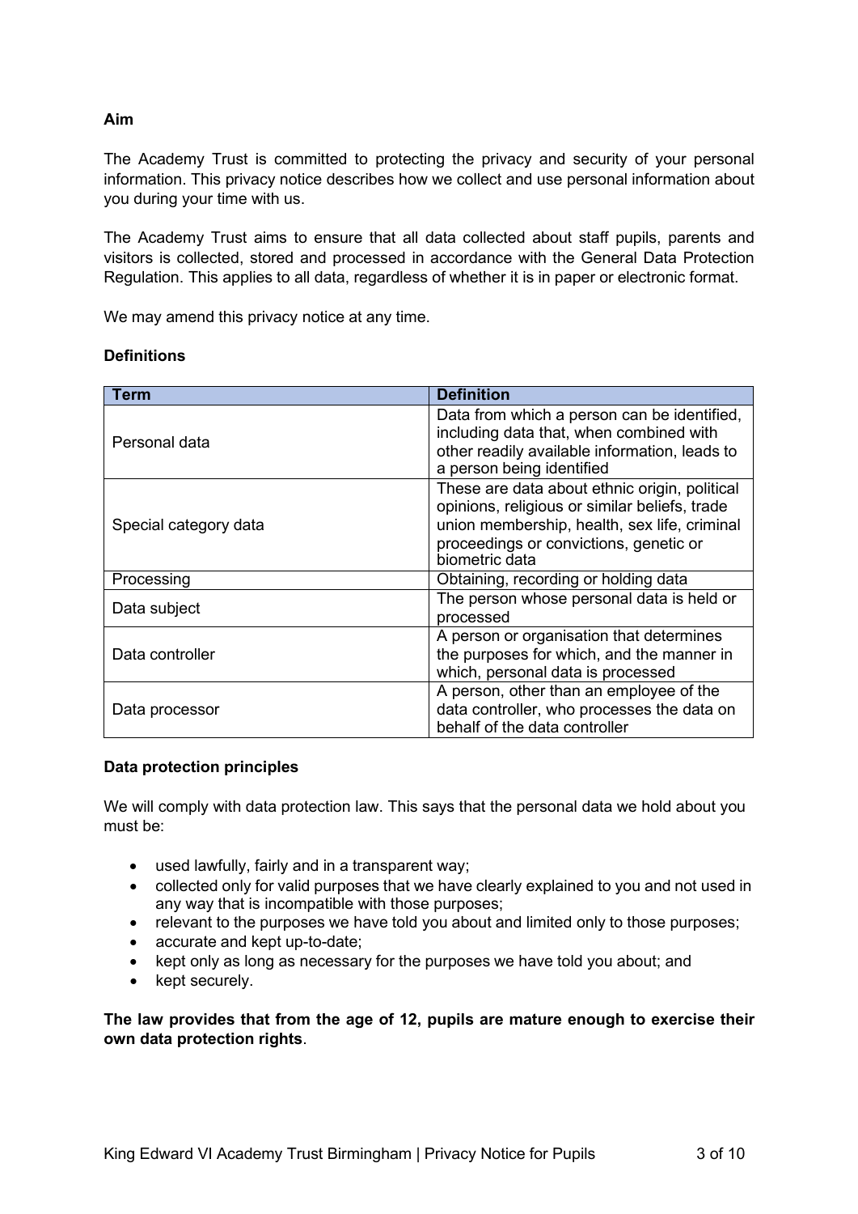**Aim**

The Academy Trust is committed to protecting the privacy and security of your personal information. This privacy notice describes how we collect and use personal information about you during your time with us.

The Academy Trust aims to ensure that all data collected about staff pupils, parents and visitors is collected, stored and processed in accordance with the General Data Protection Regulation. This applies to all data, regardless of whether it is in paper or electronic format.

We may amend this privacy notice at any time.

**Definitions**

| Term | Definition |
| --- | --- |
| Personal data | Data from which a person can be identified, including data that, when combined with other readily available information, leads to a person being identified |
| Special category data | These are data about ethnic origin, political opinions, religious or similar beliefs, trade union membership, health, sex life, criminal proceedings or convictions, genetic or biometric data |
| Processing | Obtaining, recording or holding data |
| Data subject | The person whose personal data is held or processed |
| Data controller | A person or organisation that determines the purposes for which, and the manner in which, personal data is processed |
| Data processor | A person, other than an employee of the data controller, who processes the data on behalf of the data controller |

**Data protection principles**

We will comply with data protection law. This says that the personal data we hold about you must be:

- used lawfully, fairly and in a transparent way;
- collected only for valid purposes that we have clearly explained to you and not used in any way that is incompatible with those purposes;
- relevant to the purposes we have told you about and limited only to those purposes;
- accurate and kept up-to-date;
- kept only as long as necessary for the purposes we have told you about; and
- kept securely.

**The law provides that from the age of 12, pupils are mature enough to exercise their own data protection rights**.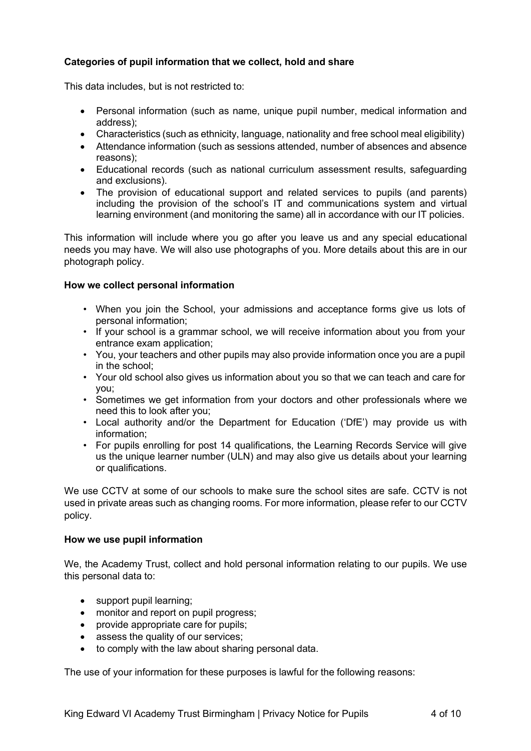**Categories of pupil information that we collect, hold and share**

This data includes, but is not restricted to:

- Personal information (such as name, unique pupil number, medical information and address);
- Characteristics (such as ethnicity, language, nationality and free school meal eligibility)
- Attendance information (such as sessions attended, number of absences and absence reasons);
- Educational records (such as national curriculum assessment results, safeguarding and exclusions).
- The provision of educational support and related services to pupils (and parents) including the provision of the school's IT and communications system and virtual learning environment (and monitoring the same) all in accordance with our IT policies.

This information will include where you go after you leave us and any special educational needs you may have. We will also use photographs of you. More details about this are in our photograph policy.

**How we collect personal information**

- When you join the School, your admissions and acceptance forms give us lots of personal information;
- If your school is a grammar school, we will receive information about you from your entrance exam application;
- You, your teachers and other pupils may also provide information once you are a pupil in the school;
- Your old school also gives us information about you so that we can teach and care for you;
- Sometimes we get information from your doctors and other professionals where we need this to look after you;
- Local authority and/or the Department for Education ('DfE') may provide us with information;
- For pupils enrolling for post 14 qualifications, the Learning Records Service will give us the unique learner number (ULN) and may also give us details about your learning or qualifications.

We use CCTV at some of our schools to make sure the school sites are safe. CCTV is not used in private areas such as changing rooms. For more information, please refer to our CCTV policy.

**How we use pupil information**

We, the Academy Trust, collect and hold personal information relating to our pupils. We use this personal data to:

- support pupil learning;
- monitor and report on pupil progress;
- provide appropriate care for pupils;
- assess the quality of our services;
- to comply with the law about sharing personal data.

The use of your information for these purposes is lawful for the following reasons: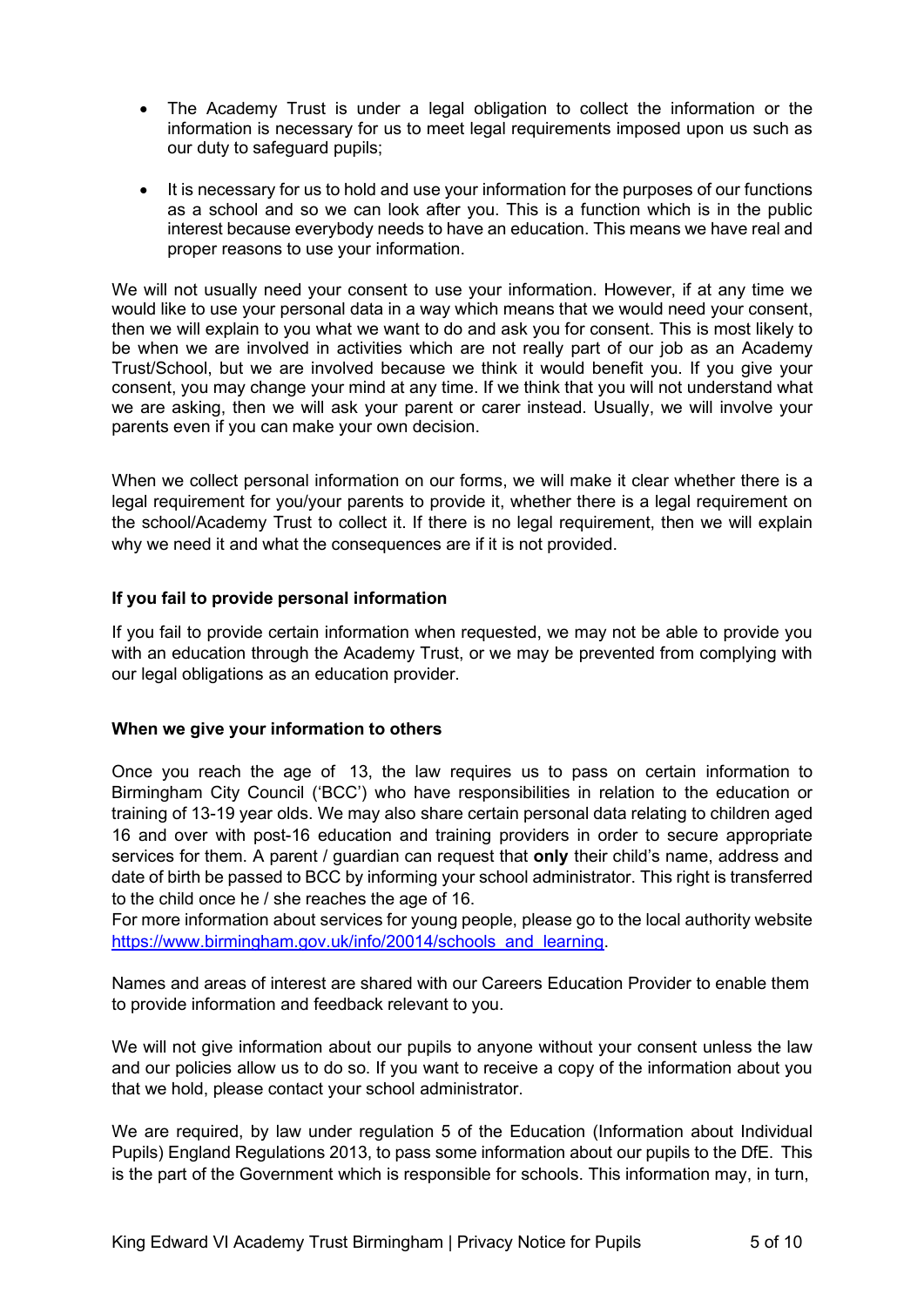- The Academy Trust is under a legal obligation to collect the information or the information is necessary for us to meet legal requirements imposed upon us such as our duty to safeguard pupils;
- It is necessary for us to hold and use your information for the purposes of our functions as a school and so we can look after you. This is a function which is in the public interest because everybody needs to have an education. This means we have real and proper reasons to use your information.

We will not usually need your consent to use your information. However, if at any time we would like to use your personal data in a way which means that we would need your consent, then we will explain to you what we want to do and ask you for consent. This is most likely to be when we are involved in activities which are not really part of our job as an Academy Trust/School, but we are involved because we think it would benefit you. If you give your consent, you may change your mind at any time. If we think that you will not understand what we are asking, then we will ask your parent or carer instead. Usually, we will involve your parents even if you can make your own decision.

When we collect personal information on our forms, we will make it clear whether there is a legal requirement for you/your parents to provide it, whether there is a legal requirement on the school/Academy Trust to collect it. If there is no legal requirement, then we will explain why we need it and what the consequences are if it is not provided.

**If you fail to provide personal information**

If you fail to provide certain information when requested, we may not be able to provide you with an education through the Academy Trust, or we may be prevented from complying with our legal obligations as an education provider.

**When we give your information to others**

Once you reach the age of 13, the law requires us to pass on certain information to Birmingham City Council ('BCC') who have responsibilities in relation to the education or training of 13-19 year olds. We may also share certain personal data relating to children aged 16 and over with post-16 education and training providers in order to secure appropriate services for them. A parent / guardian can request that **only** their child's name, address and date of birth be passed to BCC by informing your school administrator. This right is transferred to the child once he / she reaches the age of 16.
For more information about services for young people, please go to the local authority website [https://www.birmingham.gov.uk/info/20014/schools_and_learning](https://www.birmingham.gov.uk/info/20014/schools_and_learning).

Names and areas of interest are shared with our Careers Education Provider to enable them to provide information and feedback relevant to you.

We will not give information about our pupils to anyone without your consent unless the law and our policies allow us to do so. If you want to receive a copy of the information about you that we hold, please contact your school administrator.

We are required, by law under regulation 5 of the Education (Information about Individual Pupils) England Regulations 2013, to pass some information about our pupils to the DfE. This is the part of the Government which is responsible for schools. This information may, in turn,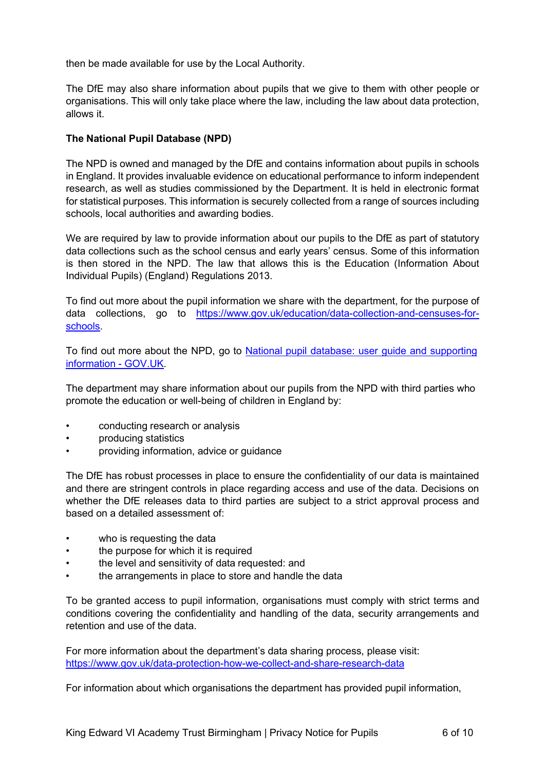then be made available for use by the Local Authority.

The DfE may also share information about pupils that we give to them with other people or organisations. This will only take place where the law, including the law about data protection, allows it.

**The National Pupil Database (NPD)**

The NPD is owned and managed by the DfE and contains information about pupils in schools in England. It provides invaluable evidence on educational performance to inform independent research, as well as studies commissioned by the Department. It is held in electronic format for statistical purposes. This information is securely collected from a range of sources including schools, local authorities and awarding bodies.

We are required by law to provide information about our pupils to the DfE as part of statutory data collections such as the school census and early years' census. Some of this information is then stored in the NPD. The law that allows this is the Education (Information About Individual Pupils) (England) Regulations 2013.

To find out more about the pupil information we share with the department, for the purpose of data collections, go to [https://www.gov.uk/education/data-collection-and-censuses-for-schools](https://www.gov.uk/education/data-collection-and-censuses-for-schools).

To find out more about the NPD, go to [National pupil database: user guide and supporting information - GOV.UK](https://www.gov.uk/government/publications/national-pupil-database-user-guide-and-supporting-information).

The department may share information about our pupils from the NPD with third parties who promote the education or well-being of children in England by:

- conducting research or analysis
- producing statistics
- providing information, advice or guidance

The DfE has robust processes in place to ensure the confidentiality of our data is maintained and there are stringent controls in place regarding access and use of the data. Decisions on whether the DfE releases data to third parties are subject to a strict approval process and based on a detailed assessment of:

- who is requesting the data
- the purpose for which it is required
- the level and sensitivity of data requested: and
- the arrangements in place to store and handle the data

To be granted access to pupil information, organisations must comply with strict terms and conditions covering the confidentiality and handling of the data, security arrangements and retention and use of the data.

For more information about the department's data sharing process, please visit:
[https://www.gov.uk/data-protection-how-we-collect-and-share-research-data](https://www.gov.uk/data-protection-how-we-collect-and-share-research-data)

For information about which organisations the department has provided pupil information,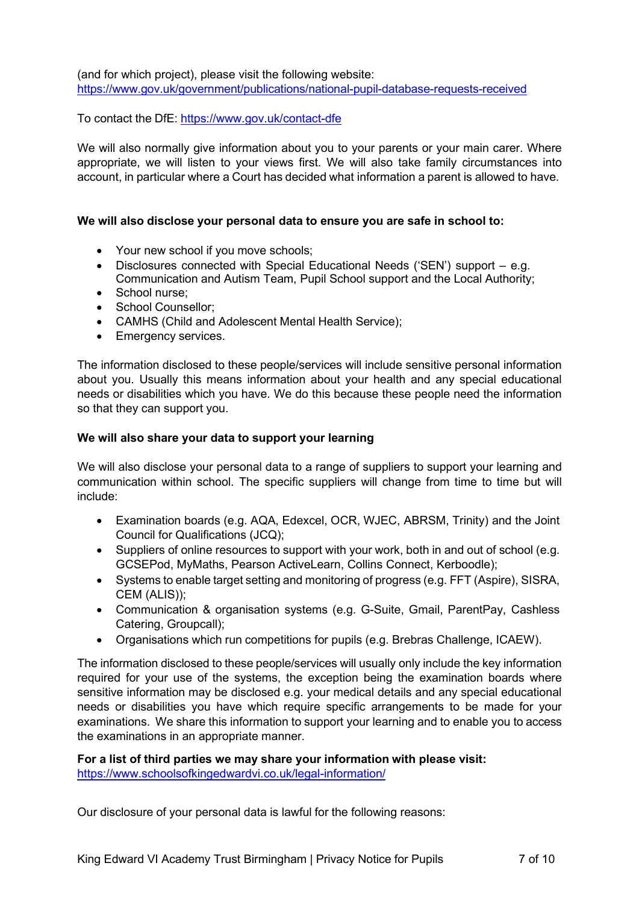(and for which project), please visit the following website: https://www.gov.uk/government/publications/national-pupil-database-requests-received

To contact the DfE: https://www.gov.uk/contact-dfe

We will also normally give information about you to your parents or your main carer. Where appropriate, we will listen to your views first. We will also take family circumstances into account, in particular where a Court has decided what information a parent is allowed to have.

**We will also disclose your personal data to ensure you are safe in school to:**

- Your new school if you move schools;
- Disclosures connected with Special Educational Needs ('SEN') support – e.g. Communication and Autism Team, Pupil School support and the Local Authority;
- School nurse;
- School Counsellor;
- CAMHS (Child and Adolescent Mental Health Service);
- Emergency services.

The information disclosed to these people/services will include sensitive personal information about you. Usually this means information about your health and any special educational needs or disabilities which you have. We do this because these people need the information so that they can support you.

**We will also share your data to support your learning**

We will also disclose your personal data to a range of suppliers to support your learning and communication within school. The specific suppliers will change from time to time but will include:

- Examination boards (e.g. AQA, Edexcel, OCR, WJEC, ABRSM, Trinity) and the Joint Council for Qualifications (JCQ);
- Suppliers of online resources to support with your work, both in and out of school (e.g. GCSEPod, MyMaths, Pearson ActiveLearn, Collins Connect, Kerboodle);
- Systems to enable target setting and monitoring of progress (e.g. FFT (Aspire), SISRA, CEM (ALIS));
- Communication & organisation systems (e.g. G-Suite, Gmail, ParentPay, Cashless Catering, Groupcall);
- Organisations which run competitions for pupils (e.g. Brebras Challenge, ICAEW).

The information disclosed to these people/services will usually only include the key information required for your use of the systems, the exception being the examination boards where sensitive information may be disclosed e.g. your medical details and any special educational needs or disabilities you have which require specific arrangements to be made for your examinations. We share this information to support your learning and to enable you to access the examinations in an appropriate manner.

**For a list of third parties we may share your information with please visit:**
https://www.schoolsofkingedwardvi.co.uk/legal-information/

Our disclosure of your personal data is lawful for the following reasons: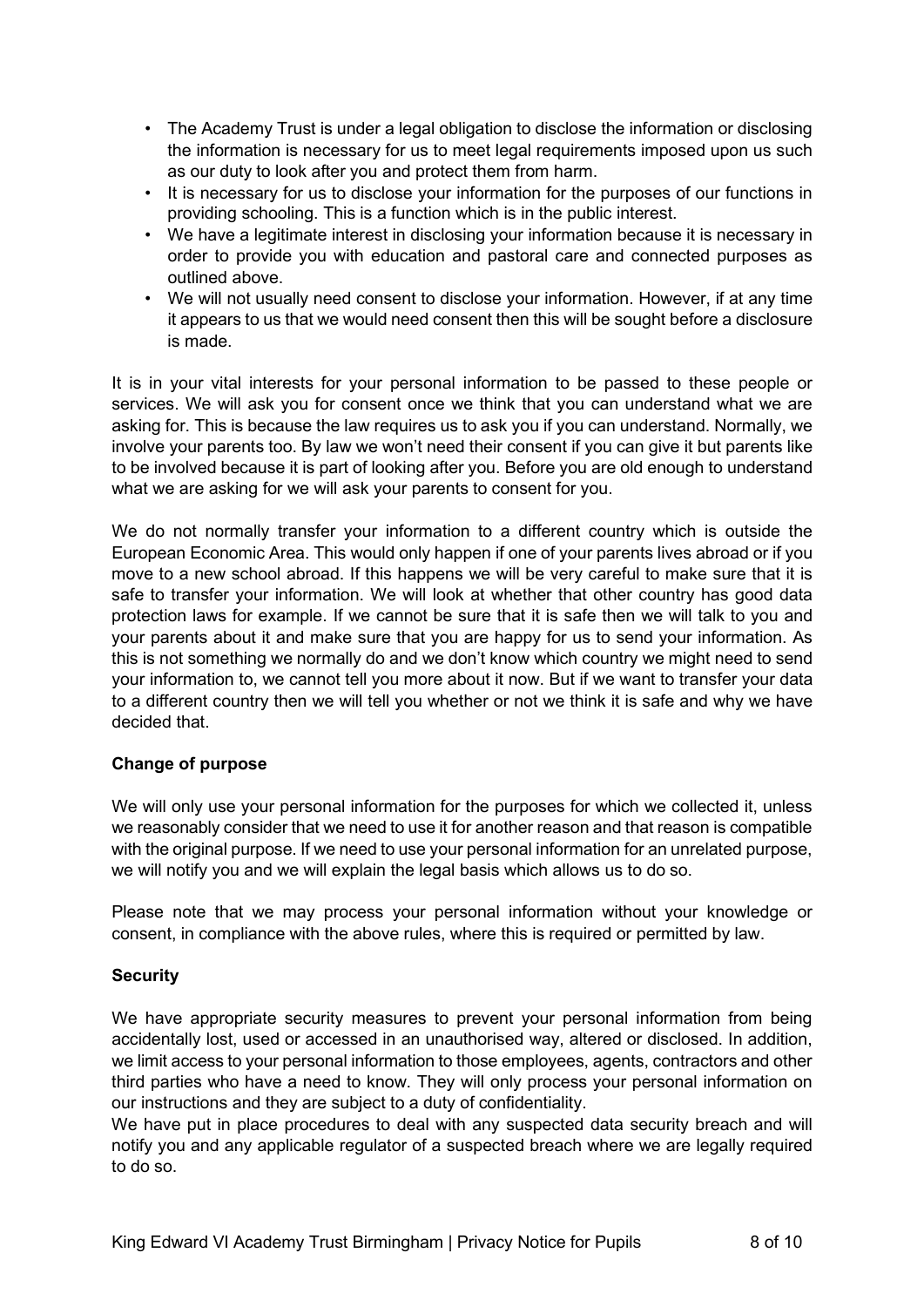- The Academy Trust is under a legal obligation to disclose the information or disclosing the information is necessary for us to meet legal requirements imposed upon us such as our duty to look after you and protect them from harm.
- It is necessary for us to disclose your information for the purposes of our functions in providing schooling. This is a function which is in the public interest.
- We have a legitimate interest in disclosing your information because it is necessary in order to provide you with education and pastoral care and connected purposes as outlined above.
- We will not usually need consent to disclose your information. However, if at any time it appears to us that we would need consent then this will be sought before a disclosure is made.

It is in your vital interests for your personal information to be passed to these people or services. We will ask you for consent once we think that you can understand what we are asking for. This is because the law requires us to ask you if you can understand. Normally, we involve your parents too. By law we won't need their consent if you can give it but parents like to be involved because it is part of looking after you. Before you are old enough to understand what we are asking for we will ask your parents to consent for you.

We do not normally transfer your information to a different country which is outside the European Economic Area. This would only happen if one of your parents lives abroad or if you move to a new school abroad. If this happens we will be very careful to make sure that it is safe to transfer your information. We will look at whether that other country has good data protection laws for example. If we cannot be sure that it is safe then we will talk to you and your parents about it and make sure that you are happy for us to send your information. As this is not something we normally do and we don't know which country we might need to send your information to, we cannot tell you more about it now. But if we want to transfer your data to a different country then we will tell you whether or not we think it is safe and why we have decided that.

**Change of purpose**

We will only use your personal information for the purposes for which we collected it, unless we reasonably consider that we need to use it for another reason and that reason is compatible with the original purpose. If we need to use your personal information for an unrelated purpose, we will notify you and we will explain the legal basis which allows us to do so.

Please note that we may process your personal information without your knowledge or consent, in compliance with the above rules, where this is required or permitted by law.

**Security**

We have appropriate security measures to prevent your personal information from being accidentally lost, used or accessed in an unauthorised way, altered or disclosed. In addition, we limit access to your personal information to those employees, agents, contractors and other third parties who have a need to know. They will only process your personal information on our instructions and they are subject to a duty of confidentiality.
We have put in place procedures to deal with any suspected data security breach and will notify you and any applicable regulator of a suspected breach where we are legally required to do so.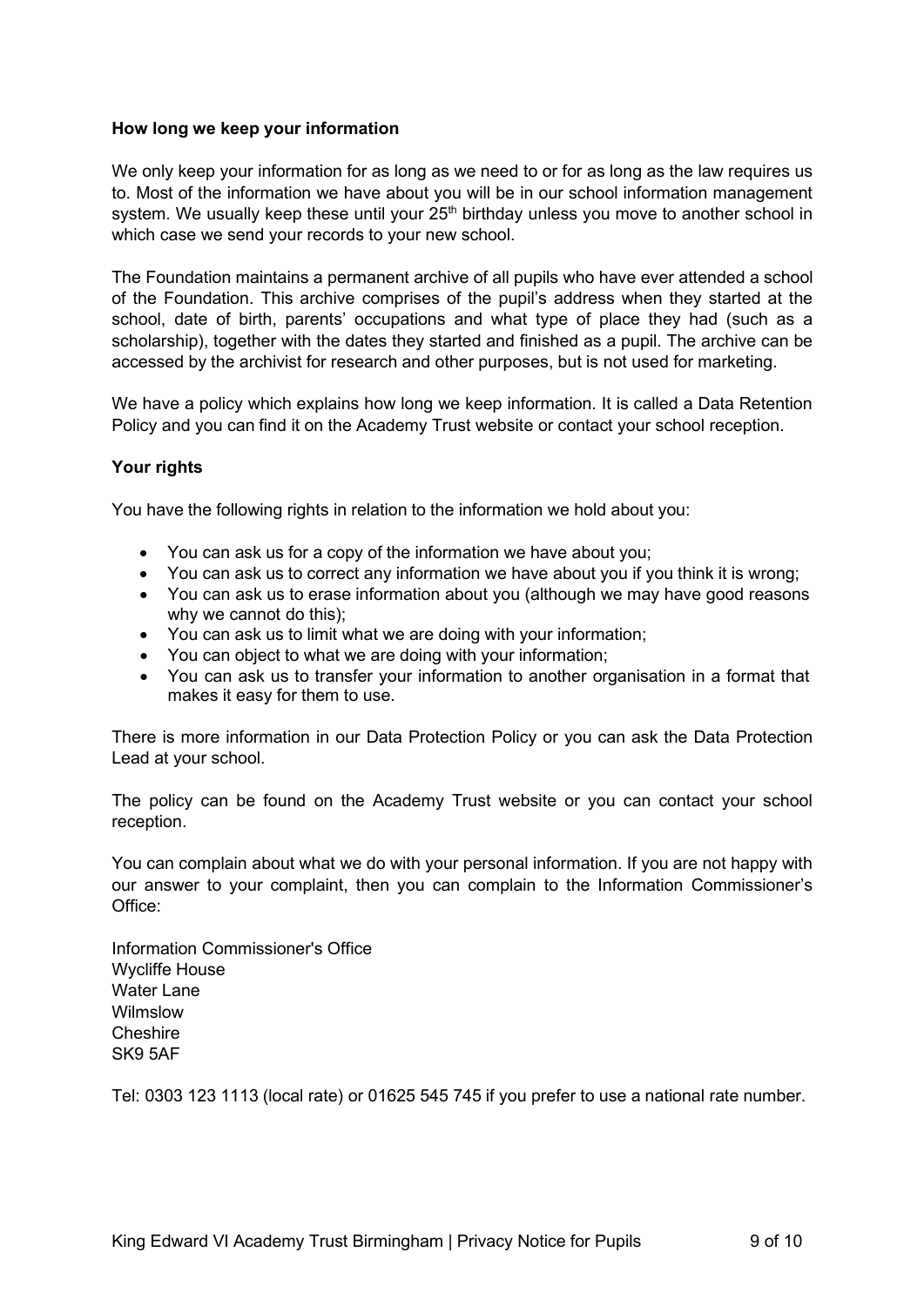**How long we keep your information**

We only keep your information for as long as we need to or for as long as the law requires us to. Most of the information we have about you will be in our school information management system. We usually keep these until your 25th birthday unless you move to another school in which case we send your records to your new school.

The Foundation maintains a permanent archive of all pupils who have ever attended a school of the Foundation. This archive comprises of the pupil's address when they started at the school, date of birth, parents' occupations and what type of place they had (such as a scholarship), together with the dates they started and finished as a pupil. The archive can be accessed by the archivist for research and other purposes, but is not used for marketing.

We have a policy which explains how long we keep information. It is called a Data Retention Policy and you can find it on the Academy Trust website or contact your school reception.

**Your rights**

You have the following rights in relation to the information we hold about you:

- You can ask us for a copy of the information we have about you;
- You can ask us to correct any information we have about you if you think it is wrong;
- You can ask us to erase information about you (although we may have good reasons why we cannot do this);
- You can ask us to limit what we are doing with your information;
- You can object to what we are doing with your information;
- You can ask us to transfer your information to another organisation in a format that makes it easy for them to use.

There is more information in our Data Protection Policy or you can ask the Data Protection Lead at your school.

The policy can be found on the Academy Trust website or you can contact your school reception.

You can complain about what we do with your personal information. If you are not happy with our answer to your complaint, then you can complain to the Information Commissioner's Office:

Information Commissioner's Office
Wycliffe House
Water Lane
Wilmslow
Cheshire
SK9 5AF

Tel: 0303 123 1113 (local rate) or 01625 545 745 if you prefer to use a national rate number.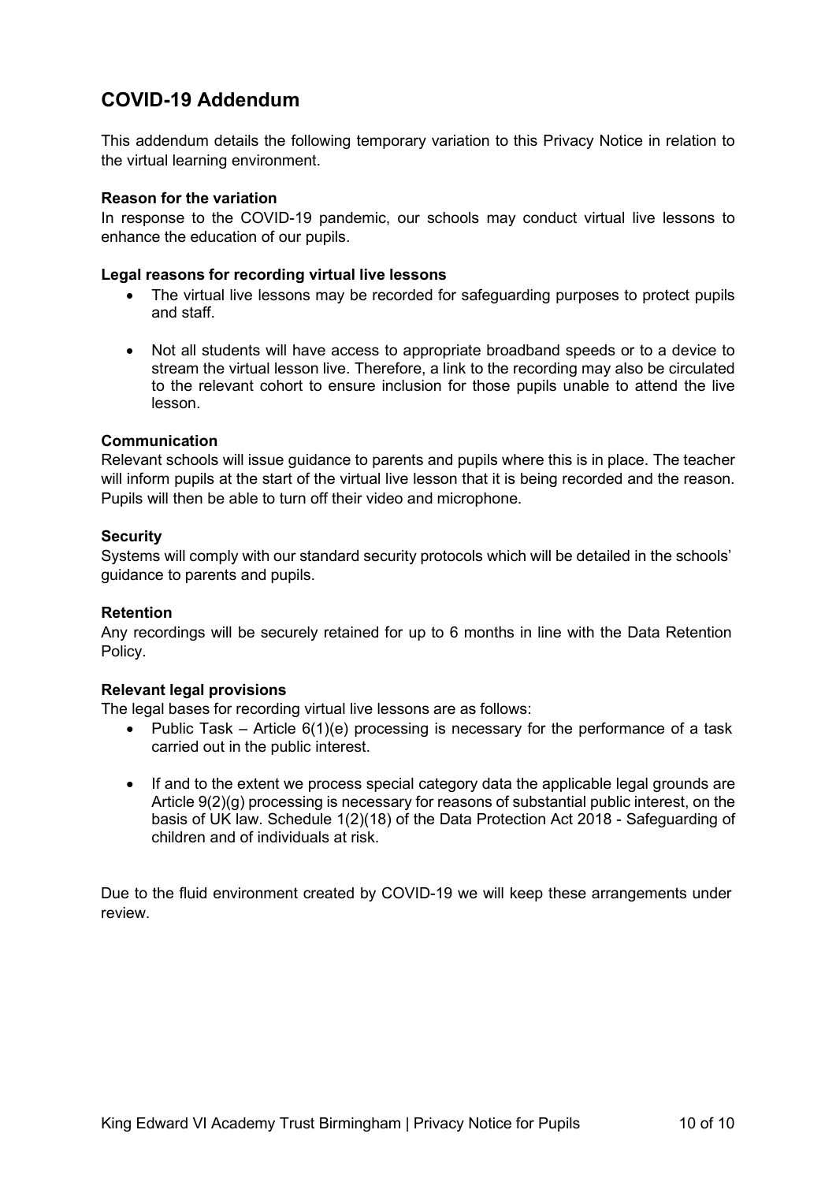## COVID-19 Addendum

This addendum details the following temporary variation to this Privacy Notice in relation to the virtual learning environment.

**Reason for the variation**
In response to the COVID-19 pandemic, our schools may conduct virtual live lessons to enhance the education of our pupils.

**Legal reasons for recording virtual live lessons**

- The virtual live lessons may be recorded for safeguarding purposes to protect pupils and staff.
- Not all students will have access to appropriate broadband speeds or to a device to stream the virtual lesson live. Therefore, a link to the recording may also be circulated to the relevant cohort to ensure inclusion for those pupils unable to attend the live lesson.

**Communication**
Relevant schools will issue guidance to parents and pupils where this is in place. The teacher will inform pupils at the start of the virtual live lesson that it is being recorded and the reason. Pupils will then be able to turn off their video and microphone.

**Security**
Systems will comply with our standard security protocols which will be detailed in the schools' guidance to parents and pupils.

**Retention**
Any recordings will be securely retained for up to 6 months in line with the Data Retention Policy.

**Relevant legal provisions**
The legal bases for recording virtual live lessons are as follows:

- Public Task – Article 6(1)(e) processing is necessary for the performance of a task carried out in the public interest.
- If and to the extent we process special category data the applicable legal grounds are Article 9(2)(g) processing is necessary for reasons of substantial public interest, on the basis of UK law. Schedule 1(2)(18) of the Data Protection Act 2018 - Safeguarding of children and of individuals at risk.

Due to the fluid environment created by COVID-19 we will keep these arrangements under review.